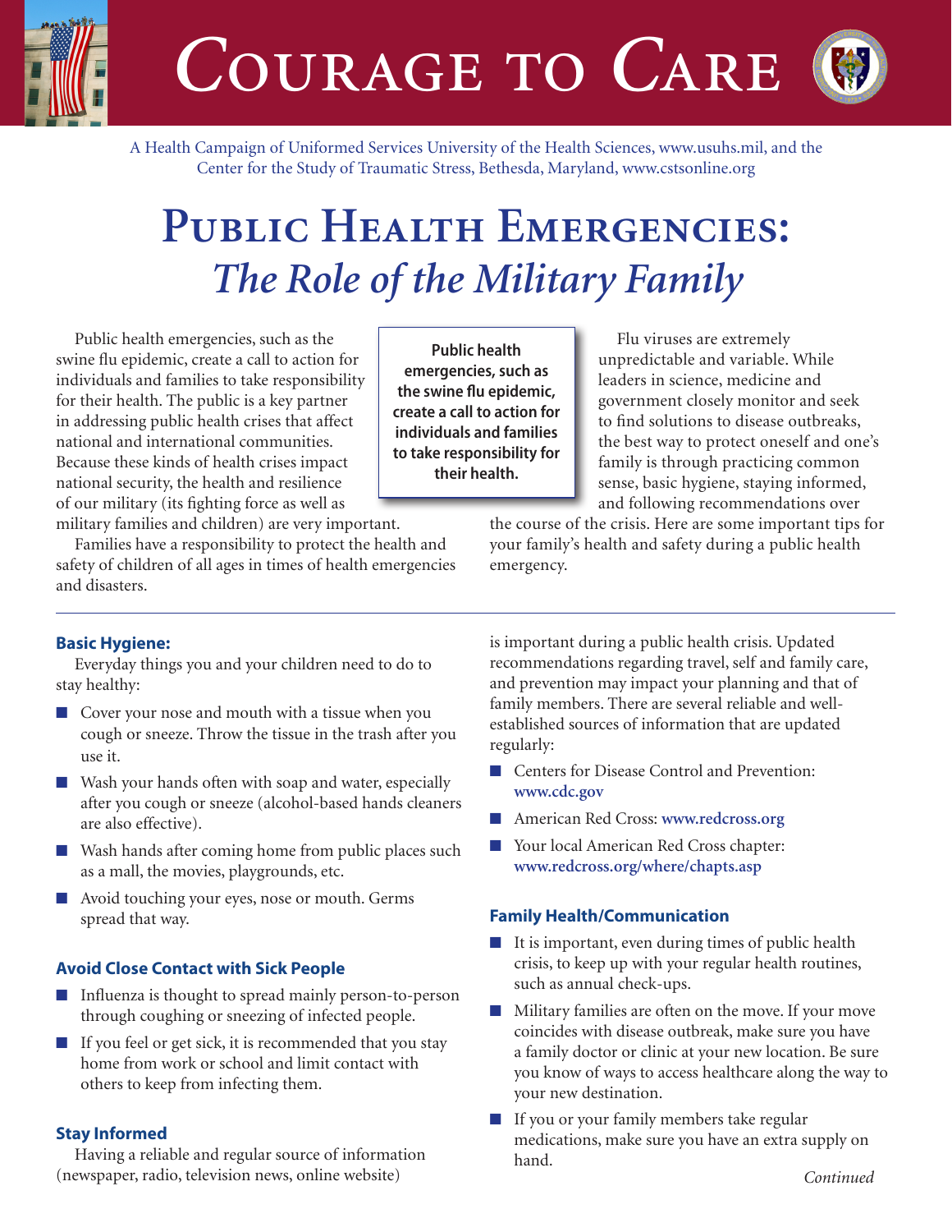# Courage to Care

A Health Campaign of Uniformed Services University of the Health Sciences, www.usuhs.mil, and the Center for the Study of Traumatic Stress, Bethesda, Maryland, www.cstsonline.org

## Public Health Emergencies: *The Role of the Military Family*

Public health emergencies, such as the swine flu epidemic, create a call to action for individuals and families to take responsibility for their health. The public is a key partner in addressing public health crises that affect national and international communities. Because these kinds of health crises impact national security, the health and resilience of our military (its fighting force as well as military families and children) are very important.

Families have a responsibility to protect the health and safety of children of all ages in times of health emergencies and disasters.

**Public health emergencies, such as the swine flu epidemic, create a call to action for individuals and families to take responsibility for their health.**

Flu viruses are extremely unpredictable and variable. While leaders in science, medicine and government closely monitor and seek to find solutions to disease outbreaks, the best way to protect oneself and one's family is through practicing common sense, basic hygiene, staying informed, and following recommendations over the course of the crisis. Here are some important tips for your family's health and safety during a public health emergency.

### Basic Hygiene:

Everyday things you and your children need to do to stay healthy:

- Cover your nose and mouth with a tissue when you cough or sneeze. Throw the tissue in the trash after you use it.
- Wash your hands often with soap and water, especially after you cough or sneeze (alcohol-based hands cleaners are also effective).
- Wash hands after coming home from public places such as a mall, the movies, playgrounds, etc.
- Avoid touching your eyes, nose or mouth. Germs spread that way.

### Avoid Close Contact with Sick People

- Influenza is thought to spread mainly person-to-person through coughing or sneezing of infected people.
- If you feel or get sick, it is recommended that you stay home from work or school and limit contact with others to keep from infecting them.

### Stay Informed

Having a reliable and regular source of information (newspaper, radio, television news, online website) is important during a public health crisis. Updated recommendations regarding travel, self and family care, and prevention may impact your planning and that of family members. There are several reliable and well-established sources of information that are updated regularly:

- Centers for Disease Control and Prevention: **www.cdc.gov**
- American Red Cross: **www.redcross.org**
- Your local American Red Cross chapter: **www.redcross.org/where/chapts.asp**

### Family Health/Communication

- It is important, even during times of public health crisis, to keep up with your regular health routines, such as annual check-ups.
- Military families are often on the move. If your move coincides with disease outbreak, make sure you have a family doctor or clinic at your new location. Be sure you know of ways to access healthcare along the way to your new destination.
- If you or your family members take regular medications, make sure you have an extra supply on hand.

*Continued*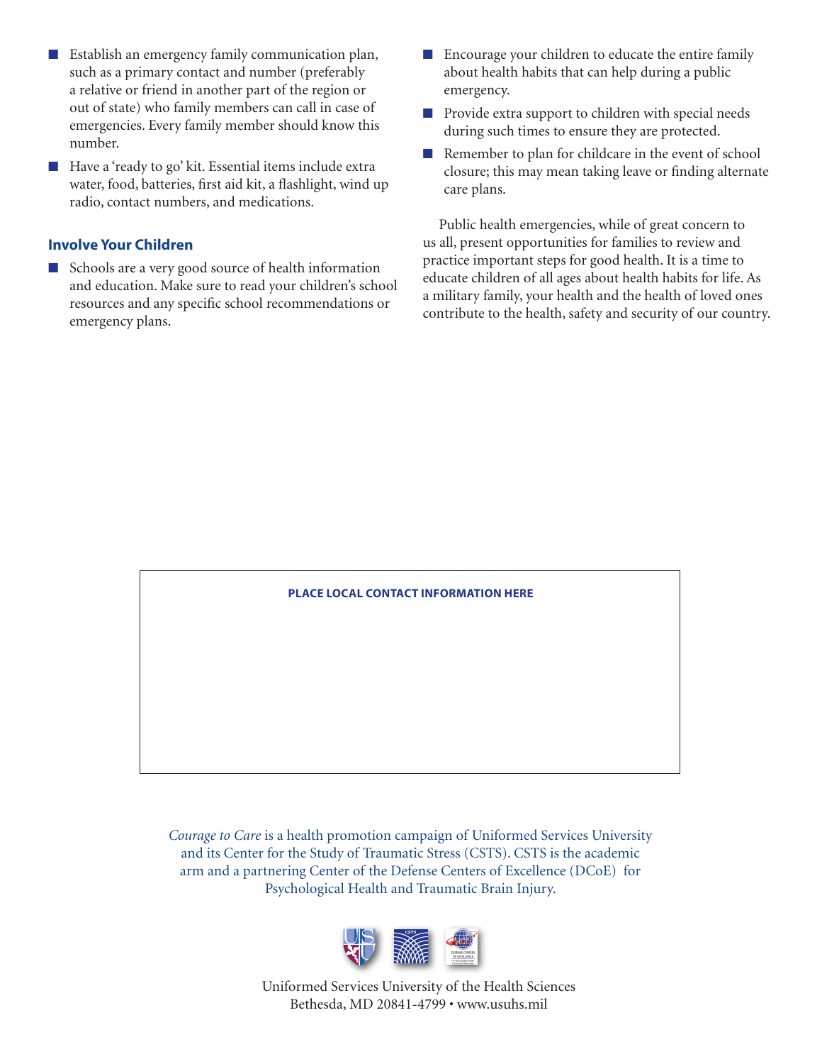- Establish an emergency family communication plan, such as a primary contact and number (preferably a relative or friend in another part of the region or out of state) who family members can call in case of emergencies. Every family member should know this number.
- Have a 'ready to go' kit. Essential items include extra water, food, batteries, first aid kit, a flashlight, wind up radio, contact numbers, and medications.

### Involve Your Children

- Schools are a very good source of health information and education. Make sure to read your children's school resources and any specific school recommendations or emergency plans.
- Encourage your children to educate the entire family about health habits that can help during a public emergency.
- Provide extra support to children with special needs during such times to ensure they are protected.
- Remember to plan for childcare in the event of school closure; this may mean taking leave or finding alternate care plans.

Public health emergencies, while of great concern to us all, present opportunities for families to review and practice important steps for good health. It is a time to educate children of all ages about health habits for life. As a military family, your health and the health of loved ones contribute to the health, safety and security of our country.

**PLACE LOCAL CONTACT INFORMATION HERE**

*Courage to Care* is a health promotion campaign of Uniformed Services University and its Center for the Study of Traumatic Stress (CSTS). CSTS is the academic arm and a partnering Center of the Defense Centers of Excellence (DCoE) for Psychological Health and Traumatic Brain Injury.

Uniformed Services University of the Health Sciences
Bethesda, MD 20841-4799 • www.usuhs.mil